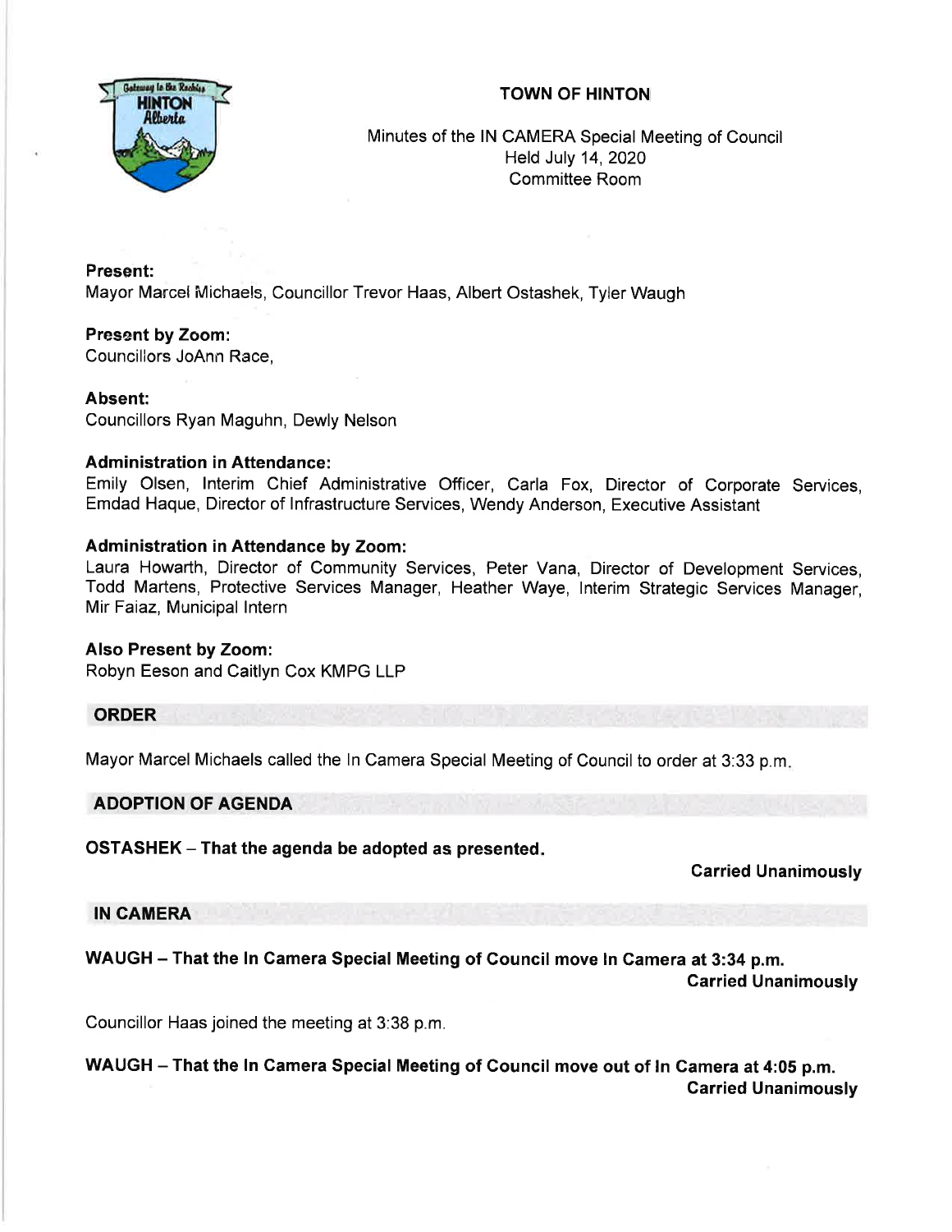**TOWN OF HINTON**

Minutes of the IN CAMERA Special Meeting of Council
Held July 14, 2020
Committee Room

**Present:**
Mayor Marcel Michaels, Councillor Trevor Haas, Albert Ostashek, Tyler Waugh

**Present by Zoom:**
Councillors JoAnn Race,

**Absent:**
Councillors Ryan Maguhn, Dewly Nelson

**Administration in Attendance:**
Emily Olsen, Interim Chief Administrative Officer, Carla Fox, Director of Corporate Services, Emdad Haque, Director of Infrastructure Services, Wendy Anderson, Executive Assistant

**Administration in Attendance by Zoom:**
Laura Howarth, Director of Community Services, Peter Vana, Director of Development Services, Todd Martens, Protective Services Manager, Heather Waye, Interim Strategic Services Manager, Mir Faiaz, Municipal Intern

**Also Present by Zoom:**
Robyn Eeson and Caitlyn Cox KMPG LLP

## ORDER

Mayor Marcel Michaels called the In Camera Special Meeting of Council to order at 3:33 p.m.

## ADOPTION OF AGENDA

**OSTASHEK – That the agenda be adopted as presented.**

**Carried Unanimously**

## IN CAMERA

**WAUGH – That the In Camera Special Meeting of Council move In Camera at 3:34 p.m.**

**Carried Unanimously**

Councillor Haas joined the meeting at 3:38 p.m.

**WAUGH – That the In Camera Special Meeting of Council move out of In Camera at 4:05 p.m.**

**Carried Unanimously**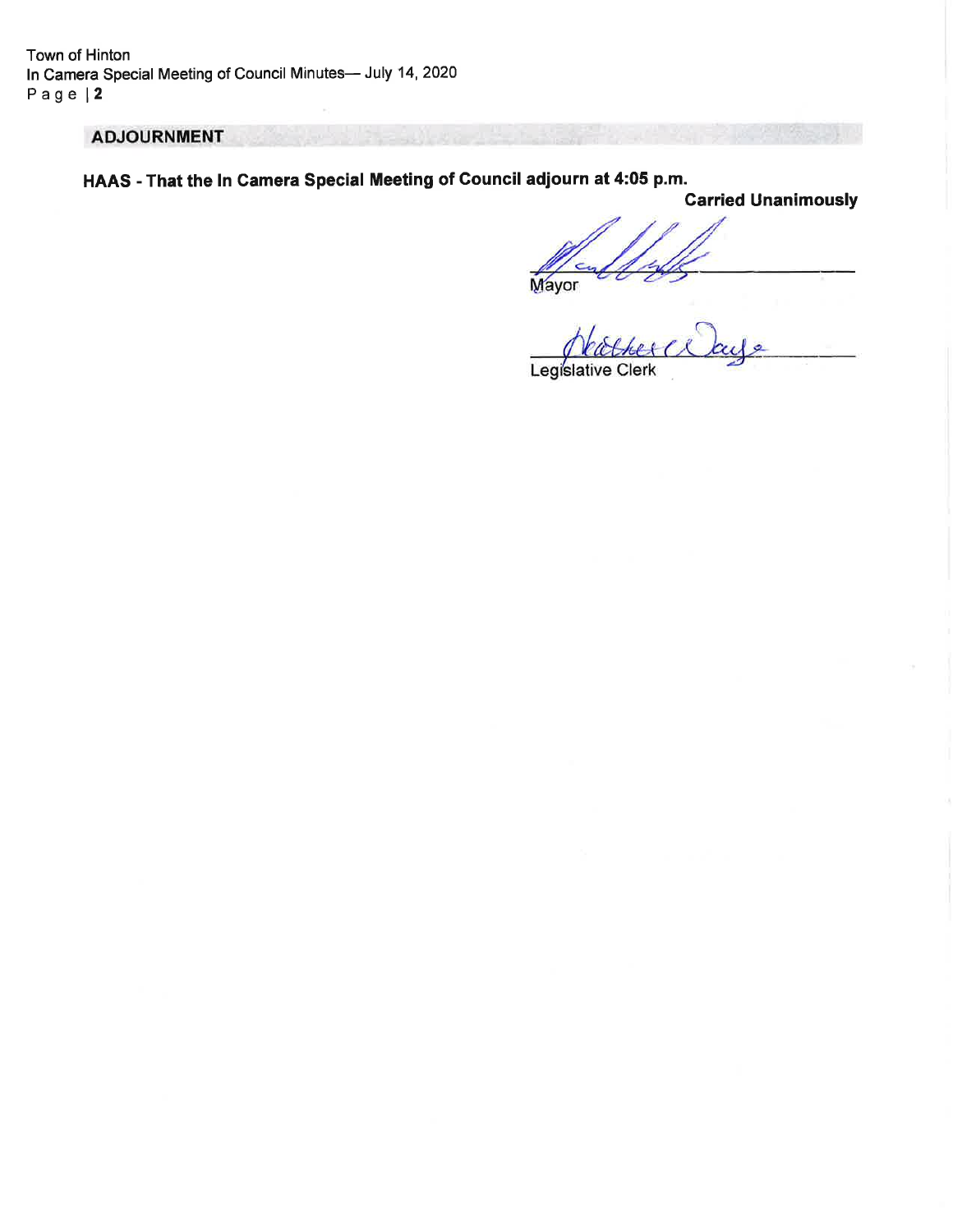## ADJOURNMENT

**HAAS - That the In Camera Special Meeting of Council adjourn at 4:05 p.m.**

**Carried Unanimously**

Mayor

Legislative Clerk